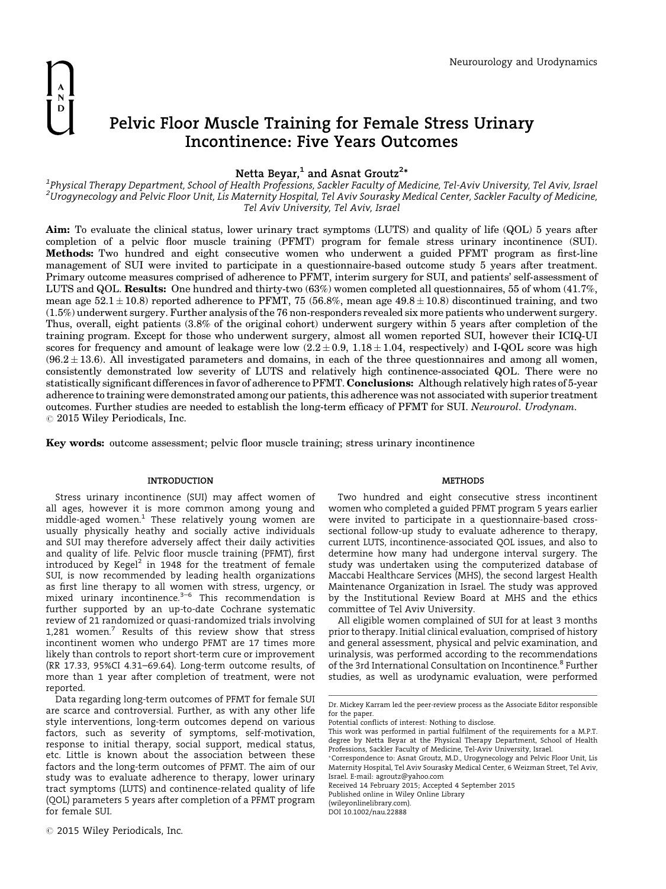# Pelvic Floor Muscle Training for Female Stress Urinary Incontinence: Five Years Outcomes

**Netta Beyar,[1] and Asnat Groutz[2]***

[1]Physical Therapy Department, School of Health Professions, Sackler Faculty of Medicine, Tel-Aviv University, Tel Aviv, Israel
[2]Urogynecology and Pelvic Floor Unit, Lis Maternity Hospital, Tel Aviv Sourasky Medical Center, Sackler Faculty of Medicine, Tel Aviv University, Tel Aviv, Israel

**Aim:** To evaluate the clinical status, lower urinary tract symptoms (LUTS) and quality of life (QOL) 5 years after completion of a pelvic floor muscle training (PFMT) program for female stress urinary incontinence (SUI). **Methods:** Two hundred and eight consecutive women who underwent a guided PFMT program as first-line management of SUI were invited to participate in a questionnaire-based outcome study 5 years after treatment. Primary outcome measures comprised of adherence to PFMT, interim surgery for SUI, and patients' self-assessment of LUTS and QOL. **Results:** One hundred and thirty-two (63%) women completed all questionnaires, 55 of whom (41.7%, mean age $52.1 \pm 10.8$) reported adherence to PFMT, 75 (56.8%, mean age $49.8 \pm 10.8$) discontinued training, and two (1.5%) underwent surgery. Further analysis of the 76 non-responders revealed six more patients who underwent surgery. Thus, overall, eight patients (3.8% of the original cohort) underwent surgery within 5 years after completion of the training program. Except for those who underwent surgery, almost all women reported SUI, however their ICIQ-UI scores for frequency and amount of leakage were low ($2.2 \pm 0.9$, $1.18 \pm 1.04$, respectively) and I-QOL score was high ($96.2 \pm 13.6$). All investigated parameters and domains, in each of the three questionnaires and among all women, consistently demonstrated low severity of LUTS and relatively high continence-associated QOL. There were no statistically significant differences in favor of adherence to PFMT. **Conclusions:** Although relatively high rates of 5-year adherence to training were demonstrated among our patients, this adherence was not associated with superior treatment outcomes. Further studies are needed to establish the long-term efficacy of PFMT for SUI. *Neurourol. Urodynam.*
© 2015 Wiley Periodicals, Inc.

**Key words:** outcome assessment; pelvic floor muscle training; stress urinary incontinence

## INTRODUCTION

Stress urinary incontinence (SUI) may affect women of all ages, however it is more common among young and middle-aged women.[1] These relatively young women are usually physically heathy and socially active individuals and SUI may therefore adversely affect their daily activities and quality of life. Pelvic floor muscle training (PFMT), first introduced by Kegel[2] in 1948 for the treatment of female SUI, is now recommended by leading health organizations as first line therapy to all women with stress, urgency, or mixed urinary incontinence.[3–6] This recommendation is further supported by an up-to-date Cochrane systematic review of 21 randomized or quasi-randomized trials involving 1,281 women.[7] Results of this review show that stress incontinent women who undergo PFMT are 17 times more likely than controls to report short-term cure or improvement (RR 17.33, 95%CI 4.31–69.64). Long-term outcome results, of more than 1 year after completion of treatment, were not reported.

Data regarding long-term outcomes of PFMT for female SUI are scarce and controversial. Further, as with any other life style interventions, long-term outcomes depend on various factors, such as severity of symptoms, self-motivation, response to initial therapy, social support, medical status, etc. Little is known about the association between these factors and the long-term outcomes of PFMT. The aim of our study was to evaluate adherence to therapy, lower urinary tract symptoms (LUTS) and continence-related quality of life (QOL) parameters 5 years after completion of a PFMT program for female SUI.

## METHODS

Two hundred and eight consecutive stress incontinent women who completed a guided PFMT program 5 years earlier were invited to participate in a questionnaire-based cross-sectional follow-up study to evaluate adherence to therapy, current LUTS, incontinence-associated QOL issues, and also to determine how many had undergone interval surgery. The study was undertaken using the computerized database of Maccabi Healthcare Services (MHS), the second largest Health Maintenance Organization in Israel. The study was approved by the Institutional Review Board at MHS and the ethics committee of Tel Aviv University.

All eligible women complained of SUI for at least 3 months prior to therapy. Initial clinical evaluation, comprised of history and general assessment, physical and pelvic examination, and urinalysis, was performed according to the recommendations of the 3rd International Consultation on Incontinence.[8] Further studies, as well as urodynamic evaluation, were performed

---

Dr. Mickey Karram led the peer-review process as the Associate Editor responsible for the paper.
Potential conflicts of interest: Nothing to disclose.
This work was performed in partial fulfilment of the requirements for a M.P.T. degree by Netta Beyar at the Physical Therapy Department, School of Health Professions, Sackler Faculty of Medicine, Tel-Aviv University, Israel.
*Correspondence to: Asnat Groutz, M.D., Urogynecology and Pelvic Floor Unit, Lis Maternity Hospital, Tel Aviv Sourasky Medical Center, 6 Weizman Street, Tel Aviv, Israel. E-mail: agroutz@yahoo.com
Received 14 February 2015; Accepted 4 September 2015
Published online in Wiley Online Library (wileyonlinelibrary.com).
DOI 10.1002/nau.22888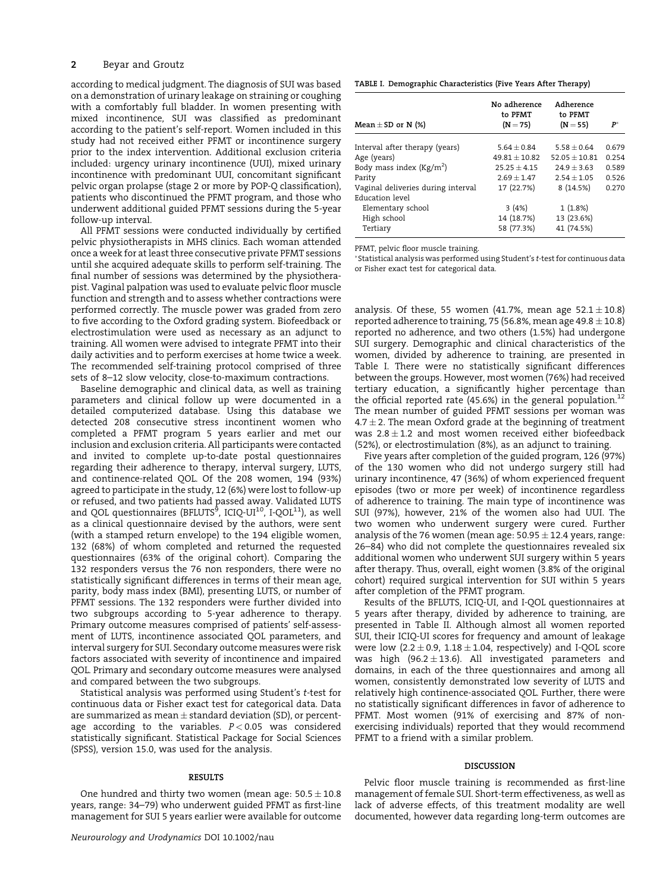according to medical judgment. The diagnosis of SUI was based on a demonstration of urinary leakage on straining or coughing with a comfortably full bladder. In women presenting with mixed incontinence, SUI was classified as predominant according to the patient's self-report. Women included in this study had not received either PFMT or incontinence surgery prior to the index intervention. Additional exclusion criteria included: urgency urinary incontinence (UUI), mixed urinary incontinence with predominant UUI, concomitant significant pelvic organ prolapse (stage 2 or more by POP-Q classification), patients who discontinued the PFMT program, and those who underwent additional guided PFMT sessions during the 5-year follow-up interval.

All PFMT sessions were conducted individually by certified pelvic physiotherapists in MHS clinics. Each woman attended once a week for at least three consecutive private PFMT sessions until she acquired adequate skills to perform self-training. The final number of sessions was determined by the physiotherapist. Vaginal palpation was used to evaluate pelvic floor muscle function and strength and to assess whether contractions were performed correctly. The muscle power was graded from zero to five according to the Oxford grading system. Biofeedback or electrostimulation were used as necessary as an adjunct to training. All women were advised to integrate PFMT into their daily activities and to perform exercises at home twice a week. The recommended self-training protocol comprised of three sets of 8–12 slow velocity, close-to-maximum contractions.

Baseline demographic and clinical data, as well as training parameters and clinical follow up were documented in a detailed computerized database. Using this database we detected 208 consecutive stress incontinent women who completed a PFMT program 5 years earlier and met our inclusion and exclusion criteria. All participants were contacted and invited to complete up-to-date postal questionnaires regarding their adherence to therapy, interval surgery, LUTS, and continence-related QOL. Of the 208 women, 194 (93%) agreed to participate in the study, 12 (6%) were lost to follow-up or refused, and two patients had passed away. Validated LUTS and QOL questionnaires (BFLUTS[9], ICIQ-UI[10], I-QOL[11]), as well as a clinical questionnaire devised by the authors, were sent (with a stamped return envelope) to the 194 eligible women, 132 (68%) of whom completed and returned the requested questionnaires (63% of the original cohort). Comparing the 132 responders versus the 76 non responders, there were no statistically significant differences in terms of their mean age, parity, body mass index (BMI), presenting LUTS, or number of PFMT sessions. The 132 responders were further divided into two subgroups according to 5-year adherence to therapy. Primary outcome measures comprised of patients' self-assessment of LUTS, incontinence associated QOL parameters, and interval surgery for SUI. Secondary outcome measures were risk factors associated with severity of incontinence and impaired QOL. Primary and secondary outcome measures were analysed and compared between the two subgroups.

Statistical analysis was performed using Student's *t*-test for continuous data or Fisher exact test for categorical data. Data are summarized as mean ± standard deviation (SD), or percentage according to the variables. $P < 0.05$ was considered statistically significant. Statistical Package for Social Sciences (SPSS), version 15.0, was used for the analysis.

## RESULTS

One hundred and thirty two women (mean age: 50.5 ± 10.8 years, range: 34–79) who underwent guided PFMT as first-line management for SUI 5 years earlier were available for outcome analysis. Of these, 55 women (41.7%, mean age 52.1 ± 10.8) reported adherence to training, 75 (56.8%, mean age 49.8 ± 10.8) reported no adherence, and two others (1.5%) had undergone SUI surgery. Demographic and clinical characteristics of the women, divided by adherence to training, are presented in Table I. There were no statistically significant differences between the groups. However, most women (76%) had received tertiary education, a significantly higher percentage than the official reported rate (45.6%) in the general population.[12] The mean number of guided PFMT sessions per woman was 4.7 ± 2. The mean Oxford grade at the beginning of treatment was 2.8 ± 1.2 and most women received either biofeedback (52%), or electrostimulation (8%), as an adjunct to training.

**TABLE I. Demographic Characteristics (Five Years After Therapy)**

| Mean ± SD or N (%) | No adherence to PFMT (N = 75) | Adherence to PFMT (N = 55) | P* |
|---|---|---|---|
| Interval after therapy (years) | 5.64 ± 0.84 | 5.58 ± 0.64 | 0.679 |
| Age (years) | 49.81 ± 10.82 | 52.05 ± 10.81 | 0.254 |
| Body mass index (Kg/m$^2$) | 25.25 ± 4.15 | 24.9 ± 3.63 | 0.589 |
| Parity | 2.69 ± 1.47 | 2.54 ± 1.05 | 0.526 |
| Vaginal deliveries during interval | 17 (22.7%) | 8 (14.5%) | 0.270 |
| Education level | | | |
| Elementary school | 3 (4%) | 1 (1.8%) | |
| High school | 14 (18.7%) | 13 (23.6%) | |
| Tertiary | 58 (77.3%) | 41 (74.5%) | |

PFMT, pelvic floor muscle training.

*Statistical analysis was performed using Student's *t*-test for continuous data or Fisher exact test for categorical data.

Five years after completion of the guided program, 126 (97%) of the 130 women who did not undergo surgery still had urinary incontinence, 47 (36%) of whom experienced frequent episodes (two or more per week) of incontinence regardless of adherence to training. The main type of incontinence was SUI (97%), however, 21% of the women also had UUI. The two women who underwent surgery were cured. Further analysis of the 76 women (mean age: 50.95 ± 12.4 years, range: 26–84) who did not complete the questionnaires revealed six additional women who underwent SUI surgery within 5 years after therapy. Thus, overall, eight women (3.8% of the original cohort) required surgical intervention for SUI within 5 years after completion of the PFMT program.

Results of the BFLUTS, ICIQ-UI, and I-QOL questionnaires at 5 years after therapy, divided by adherence to training, are presented in Table II. Although almost all women reported SUI, their ICIQ-UI scores for frequency and amount of leakage were low (2.2 ± 0.9, 1.18 ± 1.04, respectively) and I-QOL score was high (96.2 ± 13.6). All investigated parameters and domains, in each of the three questionnaires and among all women, consistently demonstrated low severity of LUTS and relatively high continence-associated QOL. Further, there were no statistically significant differences in favor of adherence to PFMT. Most women (91% of exercising and 87% of non-exercising individuals) reported that they would recommend PFMT to a friend with a similar problem.

## DISCUSSION

Pelvic floor muscle training is recommended as first-line management of female SUI. Short-term effectiveness, as well as lack of adverse effects, of this treatment modality are well documented, however data regarding long-term outcomes are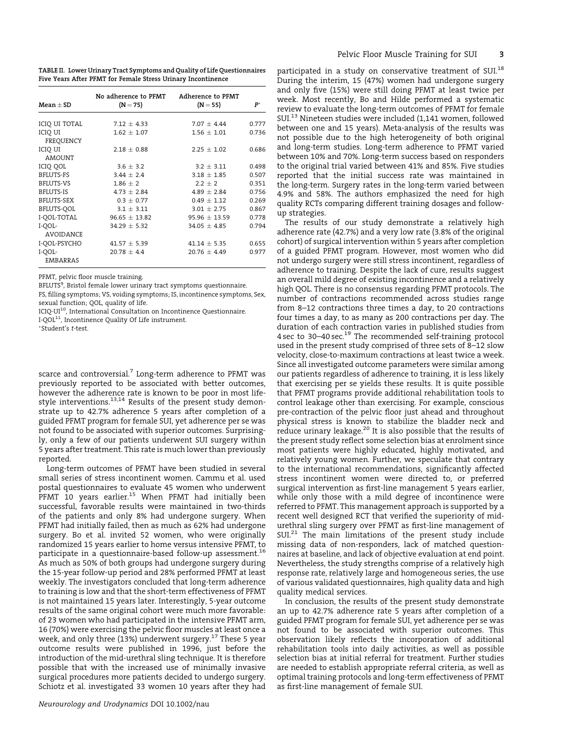**TABLE II. Lower Urinary Tract Symptoms and Quality of Life Questionnaires Five Years After PFMT for Female Stress Urinary Incontinence**

| Mean ± SD | No adherence to PFMT (N = 75) | Adherence to PFMT (N = 55) | P* |
|---|---|---|---|
| ICIQ UI TOTAL | 7.12 ± 4.33 | 7.07 ± 4.44 | 0.777 |
| ICIQ UI FREQUENCY | 1.62 ± 1.07 | 1.56 ± 1.01 | 0.736 |
| ICIQ UI AMOUNT | 2.18 ± 0.88 | 2.25 ± 1.02 | 0.686 |
| ICIQ QOL | 3.6 ± 3.2 | 3.2 ± 3.11 | 0.498 |
| BFLUTS-FS | 3.44 ± 2.4 | 3.18 ± 1.85 | 0.507 |
| BFLUTS-VS | 1.86 ± 2 | 2.2 ± 2 | 0.351 |
| BFLUTS-IS | 4.73 ± 2.84 | 4.89 ± 2.84 | 0.756 |
| BFLUTS-SEX | 0.3 ± 0.77 | 0.49 ± 1.12 | 0.269 |
| BFLUTS-QOL | 3.1 ± 3.11 | 3.01 ± 2.75 | 0.867 |
| I-QOL-TOTAL | 96.65 ± 13.82 | 95.96 ± 13.59 | 0.778 |
| I-QOL-AVOIDANCE | 34.29 ± 5.32 | 34.05 ± 4.85 | 0.794 |
| I-QOL-PSYCHO | 41.57 ± 5.39 | 41.14 ± 5.35 | 0.655 |
| I-QOL-EMBARRAS | 20.78 ± 4.4 | 20.76 ± 4.49 | 0.977 |

PFMT, pelvic floor muscle training.
BFLUTS[9], Bristol female lower urinary tract symptoms questionnaire.
FS, filling symptoms; VS, voiding symptoms; IS, incontinence symptoms, Sex, sexual function; QOL, quality of life.
ICIQ-UI[10], International Consultation on Incontinence Questionnaire.
I-QOL[11], Incontinence Quality Of Life instrument.
*Student's *t*-test.

scarce and controversial.[7] Long-term adherence to PFMT was previously reported to be associated with better outcomes, however the adherence rate is known to be poor in most lifestyle interventions.[13,14] Results of the present study demonstrate up to 42.7% adherence 5 years after completion of a guided PFMT program for female SUI, yet adherence per se was not found to be associated with superior outcomes. Surprisingly, only a few of our patients underwent SUI surgery within 5 years after treatment. This rate is much lower than previously reported.

Long-term outcomes of PFMT have been studied in several small series of stress incontinent women. Cammu et al. used postal questionnaires to evaluate 45 women who underwent PFMT 10 years earlier.[15] When PFMT had initially been successful, favorable results were maintained in two-thirds of the patients and only 8% had undergone surgery. When PFMT had initially failed, then as much as 62% had undergone surgery. Bo et al. invited 52 women, who were originally randomized 15 years earlier to home versus intensive PFMT, to participate in a questionnaire-based follow-up assessment.[16] As much as 50% of both groups had undergone surgery during the 15-year follow-up period and 28% performed PFMT at least weekly. The investigators concluded that long-term adherence to training is low and that the short-term effectiveness of PFMT is not maintained 15 years later. Interestingly, 5-year outcome results of the same original cohort were much more favorable: of 23 women who had participated in the intensive PFMT arm, 16 (70%) were exercising the pelvic floor muscles at least once a week, and only three (13%) underwent surgery.[17] These 5 year outcome results were published in 1996, just before the introduction of the mid-urethral sling technique. It is therefore possible that with the increased use of minimally invasive surgical procedures more patients decided to undergo surgery. Schiotz et al. investigated 33 women 10 years after they had participated in a study on conservative treatment of SUI.[18] During the interim, 15 (47%) women had undergone surgery and only five (15%) were still doing PFMT at least twice per week. Most recently, Bo and Hilde performed a systematic review to evaluate the long-term outcomes of PFMT for female SUI.[13] Nineteen studies were included (1,141 women, followed between one and 15 years). Meta-analysis of the results was not possible due to the high heterogeneity of both original and long-term studies. Long-term adherence to PFMT varied between 10% and 70%. Long-term success based on responders to the original trial varied between 41% and 85%. Five studies reported that the initial success rate was maintained in the long-term. Surgery rates in the long-term varied between 4.9% and 58%. The authors emphasized the need for high quality RCTs comparing different training dosages and follow-up strategies.

The results of our study demonstrate a relatively high adherence rate (42.7%) and a very low rate (3.8% of the original cohort) of surgical intervention within 5 years after completion of a guided PFMT program. However, most women who did not undergo surgery were still stress incontinent, regardless of adherence to training. Despite the lack of cure, results suggest an overall mild degree of existing incontinence and a relatively high QOL. There is no consensus regarding PFMT protocols. The number of contractions recommended across studies range from 8–12 contractions three times a day, to 20 contractions four times a day, to as many as 200 contractions per day. The duration of each contraction varies in published studies from 4 sec to 30–40 sec.[19] The recommended self-training protocol used in the present study comprised of three sets of 8–12 slow velocity, close-to-maximum contractions at least twice a week. Since all investigated outcome parameters were similar among our patients regardless of adherence to training, it is less likely that exercising per se yields these results. It is quite possible that PFMT programs provide additional rehabilitation tools to control leakage other than exercising. For example, conscious pre-contraction of the pelvic floor just ahead and throughout physical stress is known to stabilize the bladder neck and reduce urinary leakage.[20] It is also possible that the results of the present study reflect some selection bias at enrolment since most patients were highly educated, highly motivated, and relatively young women. Further, we speculate that contrary to the international recommendations, significantly affected stress incontinent women were directed to, or preferred surgical intervention as first-line management 5 years earlier, while only those with a mild degree of incontinence were referred to PFMT. This management approach is supported by a recent well designed RCT that verified the superiority of mid-urethral sling surgery over PFMT as first-line management of SUI.[21] The main limitations of the present study include missing data of non-responders, lack of matched questionnaires at baseline, and lack of objective evaluation at end point. Nevertheless, the study strengths comprise of a relatively high response rate, relatively large and homogeneous series, the use of various validated questionnaires, high quality data and high quality medical services.

In conclusion, the results of the present study demonstrate an up to 42.7% adherence rate 5 years after completion of a guided PFMT program for female SUI, yet adherence per se was not found to be associated with superior outcomes. This observation likely reflects the incorporation of additional rehabilitation tools into daily activities, as well as possible selection bias at initial referral for treatment. Further studies are needed to establish appropriate referral criteria, as well as optimal training protocols and long-term effectiveness of PFMT as first-line management of female SUI.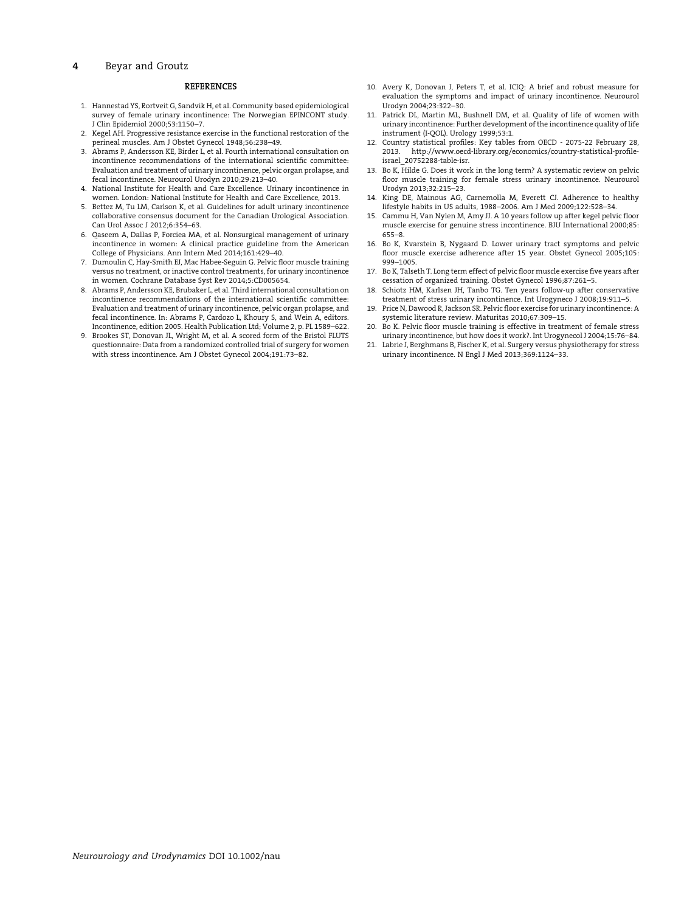## REFERENCES

1. Hannestad YS, Rortveit G, Sandvik H, et al. Community based epidemiological survey of female urinary incontinence: The Norwegian EPINCONT study. J Clin Epidemiol 2000;53:1150–7.
2. Kegel AH. Progressive resistance exercise in the functional restoration of the perineal muscles. Am J Obstet Gynecol 1948;56:238–49.
3. Abrams P, Andersson KE, Birder L, et al. Fourth international consultation on incontinence recommendations of the international scientific committee: Evaluation and treatment of urinary incontinence, pelvic organ prolapse, and fecal incontinence. Neurourol Urodyn 2010;29:213–40.
4. National Institute for Health and Care Excellence. Urinary incontinence in women. London: National Institute for Health and Care Excellence, 2013.
5. Bettez M, Tu LM, Carlson K, et al. Guidelines for adult urinary incontinence collaborative consensus document for the Canadian Urological Association. Can Urol Assoc J 2012;6:354–63.
6. Qaseem A, Dallas P, Forciea MA, et al. Nonsurgical management of urinary incontinence in women: A clinical practice guideline from the American College of Physicians. Ann Intern Med 2014;161:429–40.
7. Dumoulin C, Hay-Smith EJ, Mac Habee-Seguin G. Pelvic floor muscle training versus no treatment, or inactive control treatments, for urinary incontinence in women. Cochrane Database Syst Rev 2014;5:CD005654.
8. Abrams P, Andersson KE, Brubaker L, et al. Third international consultation on incontinence recommendations of the international scientific committee: Evaluation and treatment of urinary incontinence, pelvic organ prolapse, and fecal incontinence. In: Abrams P, Cardozo L, Khoury S, and Wein A, editors. Incontinence, edition 2005. Health Publication Ltd; Volume 2, p. PL 1589–622.
9. Brookes ST, Donovan JL, Wright M, et al. A scored form of the Bristol FLUTS questionnaire: Data from a randomized controlled trial of surgery for women with stress incontinence. Am J Obstet Gynecol 2004;191:73–82.
10. Avery K, Donovan J, Peters T, et al. ICIQ: A brief and robust measure for evaluation the symptoms and impact of urinary incontinence. Neurourol Urodyn 2004;23:322–30.
11. Patrick DL, Martin ML, Bushnell DM, et al. Quality of life of women with urinary incontinence: Further development of the incontinence quality of life instrument (I-QOL). Urology 1999;53:1.
12. Country statistical profiles: Key tables from OECD - 2075-22 February 28, 2013. http://www.oecd-library.org/economics/country-statistical-profile-israel_20752288-table-isr.
13. Bo K, Hilde G. Does it work in the long term? A systematic review on pelvic floor muscle training for female stress urinary incontinence. Neurourol Urodyn 2013;32:215–23.
14. King DE, Mainous AG, Carnemolla M, Everett CJ. Adherence to healthy lifestyle habits in US adults, 1988–2006. Am J Med 2009;122:528–34.
15. Cammu H, Van Nylen M, Amy JJ. A 10 years follow up after kegel pelvic floor muscle exercise for genuine stress incontinence. BJU International 2000;85: 655–8.
16. Bo K, Kvarstein B, Nygaard D. Lower urinary tract symptoms and pelvic floor muscle exercise adherence after 15 year. Obstet Gynecol 2005;105: 999–1005.
17. Bo K, Talseth T. Long term effect of pelvic floor muscle exercise five years after cessation of organized training. Obstet Gynecol 1996;87:261–5.
18. Schiotz HM, Karlsen JH, Tanbo TG. Ten years follow-up after conservative treatment of stress urinary incontinence. Int Urogyneco J 2008;19:911–5.
19. Price N, Dawood R, Jackson SR. Pelvic floor exercise for urinary incontinence: A systemic literature review. Maturitas 2010;67:309–15.
20. Bo K. Pelvic floor muscle training is effective in treatment of female stress urinary incontinence, but how does it work?. Int Urogynecol J 2004;15:76–84.
21. Labrie J, Berghmans B, Fischer K, et al. Surgery versus physiotherapy for stress urinary incontinence. N Engl J Med 2013;369:1124–33.